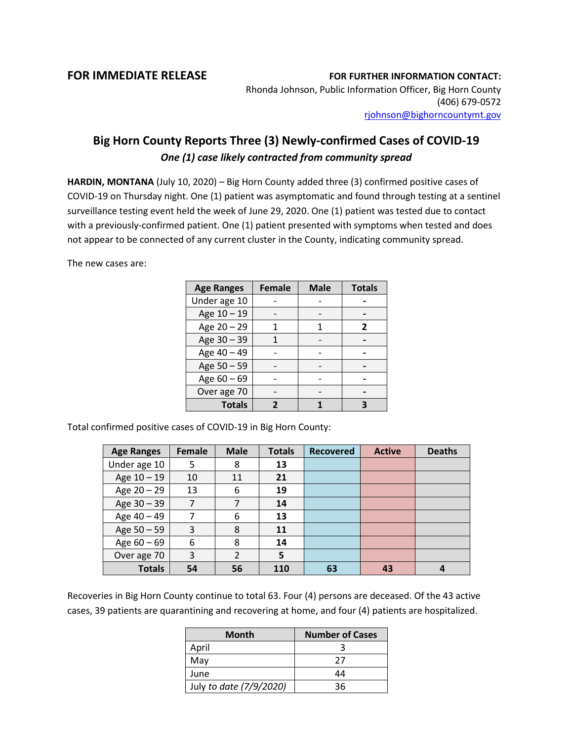**FOR IMMEDIATE RELEASE**

**FOR FURTHER INFORMATION CONTACT:**
Rhonda Johnson, Public Information Officer, Big Horn County
(406) 679-0572
rjohnson@bighorncountymt.gov

# Big Horn County Reports Three (3) Newly-confirmed Cases of COVID-19

***One (1) case likely contracted from community spread***

**HARDIN, MONTANA** (July 10, 2020) – Big Horn County added three (3) confirmed positive cases of COVID-19 on Thursday night. One (1) patient was asymptomatic and found through testing at a sentinel surveillance testing event held the week of June 29, 2020. One (1) patient was tested due to contact with a previously-confirmed patient. One (1) patient presented with symptoms when tested and does not appear to be connected of any current cluster in the County, indicating community spread.

The new cases are:

| Age Ranges | Female | Male | Totals |
|---|---|---|---|
| Under age 10 | - | - | **-** |
| Age 10 – 19 | - | - | **-** |
| Age 20 – 29 | 1 | 1 | **2** |
| Age 30 – 39 | 1 | - | **-** |
| Age 40 – 49 | - | - | **-** |
| Age 50 – 59 | - | - | **-** |
| Age 60 – 69 | - | - | **-** |
| Over age 70 | - | - | **-** |
| **Totals** | **2** | **1** | **3** |

Total confirmed positive cases of COVID-19 in Big Horn County:

| Age Ranges | Female | Male | Totals | Recovered | Active | Deaths |
|---|---|---|---|---|---|---|
| Under age 10 | 5 | 8 | **13** | | | |
| Age 10 – 19 | 10 | 11 | **21** | | | |
| Age 20 – 29 | 13 | 6 | **19** | | | |
| Age 30 – 39 | 7 | 7 | **14** | | | |
| Age 40 – 49 | 7 | 6 | **13** | | | |
| Age 50 – 59 | 3 | 8 | **11** | | | |
| Age 60 – 69 | 6 | 8 | **14** | | | |
| Over age 70 | 3 | 2 | **5** | | | |
| **Totals** | **54** | **56** | **110** | **63** | **43** | **4** |

Recoveries in Big Horn County continue to total 63. Four (4) persons are deceased. Of the 43 active cases, 39 patients are quarantining and recovering at home, and four (4) patients are hospitalized.

| Month | Number of Cases |
|---|---|
| April | 3 |
| May | 27 |
| June | 44 |
| July *to date (7/9/2020)* | 36 |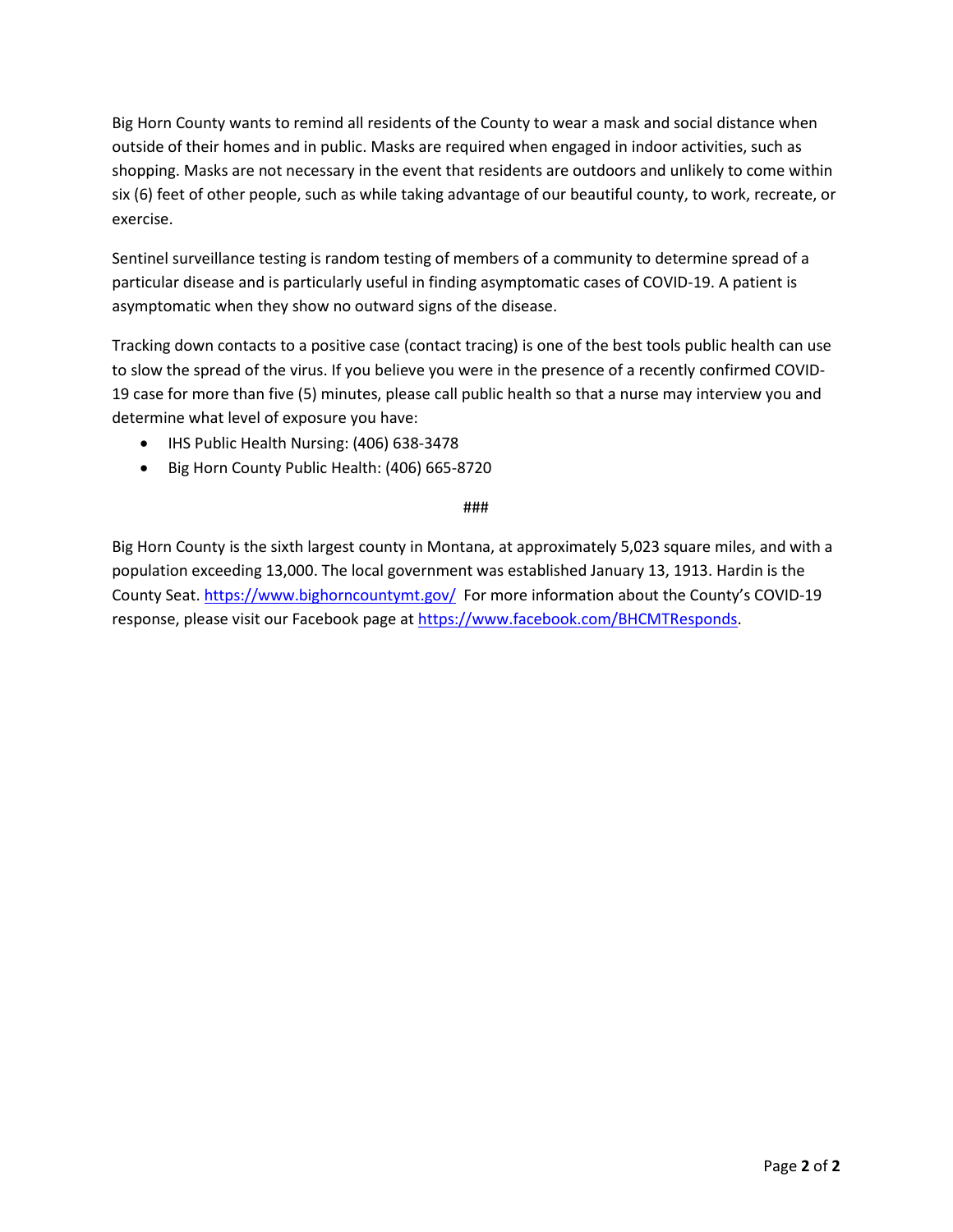Big Horn County wants to remind all residents of the County to wear a mask and social distance when outside of their homes and in public. Masks are required when engaged in indoor activities, such as shopping. Masks are not necessary in the event that residents are outdoors and unlikely to come within six (6) feet of other people, such as while taking advantage of our beautiful county, to work, recreate, or exercise.

Sentinel surveillance testing is random testing of members of a community to determine spread of a particular disease and is particularly useful in finding asymptomatic cases of COVID-19. A patient is asymptomatic when they show no outward signs of the disease.

Tracking down contacts to a positive case (contact tracing) is one of the best tools public health can use to slow the spread of the virus. If you believe you were in the presence of a recently confirmed COVID-19 case for more than five (5) minutes, please call public health so that a nurse may interview you and determine what level of exposure you have:

- IHS Public Health Nursing: (406) 638-3478
- Big Horn County Public Health: (406) 665-8720

###

Big Horn County is the sixth largest county in Montana, at approximately 5,023 square miles, and with a population exceeding 13,000. The local government was established January 13, 1913. Hardin is the County Seat. [https://www.bighorncountymt.gov/](https://www.bighorncountymt.gov/) For more information about the County's COVID-19 response, please visit our Facebook page at [https://www.facebook.com/BHCMTResponds](https://www.facebook.com/BHCMTResponds).